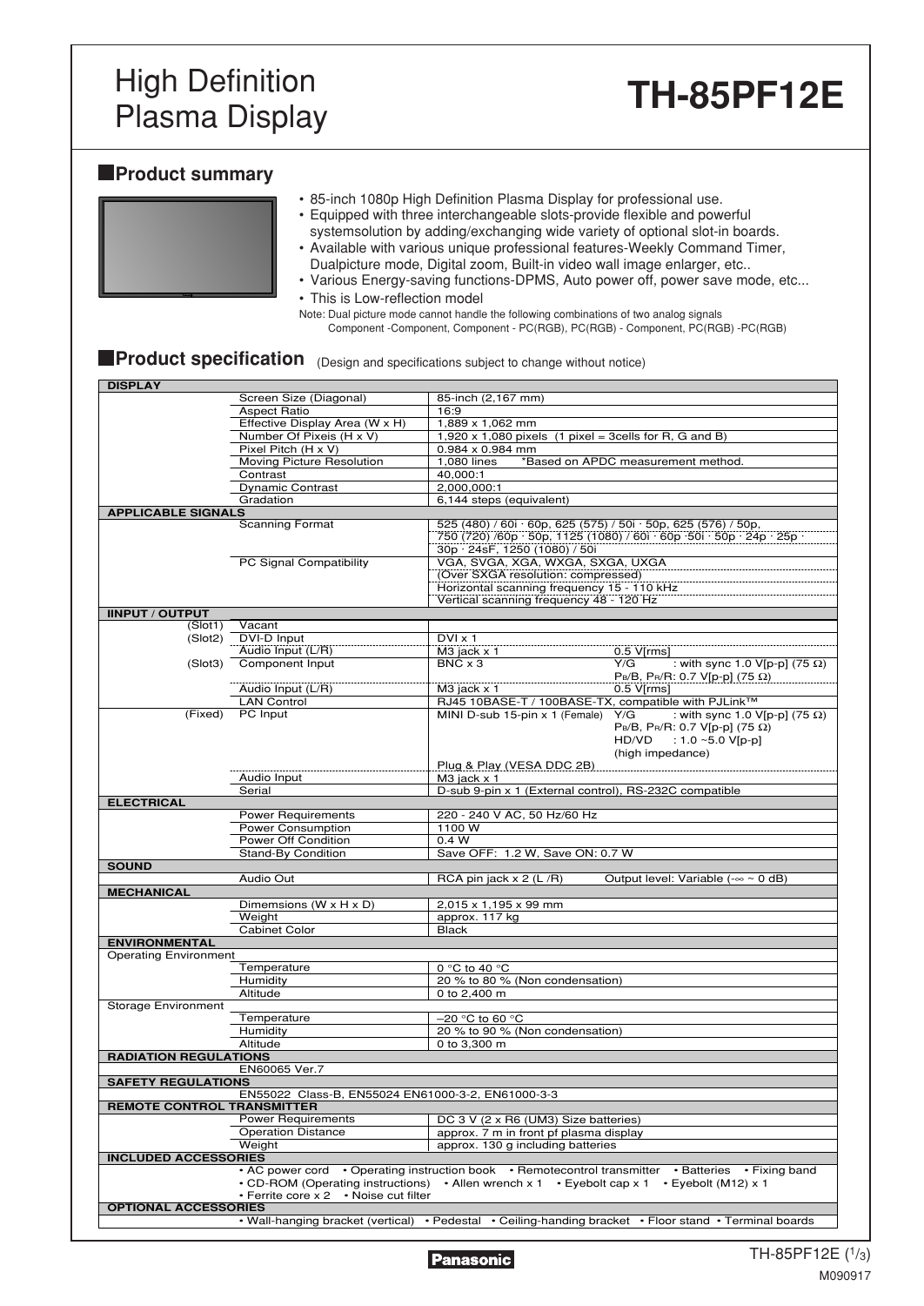# High Definition Plasma Display

# TH-85PF12E

## Product summary

- 85-inch 1080p High Definition Plasma Display for professional use.
- Equipped with three interchangeable slots-provide flexible and powerful systemsolution by adding/exchanging wide variety of optional slot-in boards.
- Available with various unique professional features-Weekly Command Timer, Dualpicture mode, Digital zoom, Built-in video wall image enlarger, etc..
- Various Energy-saving functions-DPMS, Auto power off, power save mode, etc...
- This is Low-reflection model

Note: Dual picture mode cannot handle the following combinations of two analog signals
Component -Component, Component - PC(RGB), PC(RGB) - Component, PC(RGB) -PC(RGB)

## Product specification (Design and specifications subject to change without notice)

| | | | |
|---|---|---|---|
| **DISPLAY** | | | |
| | Screen Size (Diagonal) | 85-inch (2,167 mm) | |
| | Aspect Ratio | 16:9 | |
| | Effective Display Area (W x H) | 1,889 x 1,062 mm | |
| | Number Of Pixeis (H x V) | 1,920 x 1,080 pixels (1 pixel = 3cells for R, G and B) | |
| | Pixel Pitch (H x V) | 0.984 x 0.984 mm | |
| | Moving Picture Resolution | 1,080 lines *Based on APDC measurement method. | |
| | Contrast | 40,000:1 | |
| | Dynamic Contrast | 2,000,000:1 | |
| | Gradation | 6,144 steps (equivalent) | |
| **APPLICABLE SIGNALS** | | | |
| | Scanning Format | 525 (480) / 60i · 60p, 625 (575) / 50i · 50p, 625 (576) / 50p, 750 (720) /60p · 50p, 1125 (1080) / 60i · 60p ·50i · 50p · 24p · 25p · 30p · 24sF, 1250 (1080) / 50i | |
| | PC Signal Compatibility | VGA, SVGA, XGA, WXGA, SXGA, UXGA (Over SXGA resolution: compressed) Horizontal scanning frequency 15 - 110 kHz Vertical scanning frequency 48 - 120 Hz | |
| **IINPUT / OUTPUT** | | | |
| (Slot1) | Vacant | | |
| (Slot2) | DVI-D Input | DVI x 1 | |
| | Audio Input (L/R) | M3 jack x 1 | 0.5 V[rms] |
| (Slot3) | Component Input | BNC x 3 | Y/G : with sync 1.0 V[p-p] (75 Ω) $P_B$/B, $P_R$/R: 0.7 V[p-p] (75 Ω) |
| | Audio Input (L/R) | M3 jack x 1 | 0.5 V[rms] |
| | LAN Control | RJ45 10BASE-T / 100BASE-TX, compatible with PJLink™ | |
| (Fixed) | PC Input | MINI D-sub 15-pin x 1 (Female) Plug & Play (VESA DDC 2B) | Y/G : with sync 1.0 V[p-p] (75 Ω) $P_B$/B, $P_R$/R: 0.7 V[p-p] (75 Ω) HD/VD : 1.0 ~5.0 V[p-p] (high impedance) |
| | Audio Input | M3 jack x 1 | |
| | Serial | D-sub 9-pin x 1 (External control), RS-232C compatible | |
| **ELECTRICAL** | | | |
| | Power Requirements | 220 - 240 V AC, 50 Hz/60 Hz | |
| | Power Consumption | 1100 W | |
| | Power Off Condition | 0.4 W | |
| | Stand-By Condition | Save OFF: 1.2 W, Save ON: 0.7 W | |
| **SOUND** | | | |
| | Audio Out | RCA pin jack x 2 (L /R) | Output level: Variable (-∞ ~ 0 dB) |
| **MECHANICAL** | | | |
| | Dimemsions (W x H x D) | 2,015 x 1,195 x 99 mm | |
| | Weight | approx. 117 kg | |
| | Cabinet Color | Black | |
| **ENVIRONMENTAL** | | | |
| Operating Environment | | | |
| | Temperature | 0 °C to 40 °C | |
| | Humidity | 20 % to 80 % (Non condensation) | |
| | Altitude | 0 to 2,400 m | |
| Storage Environment | | | |
| | Temperature | –20 °C to 60 °C | |
| | Humidity | 20 % to 90 % (Non condensation) | |
| | Altitude | 0 to 3,300 m | |
| **RADIATION REGULATIONS** | | | |
| | EN60065 Ver.7 | | |
| **SAFETY REGULATIONS** | | | |
| | EN55022 Class-B, EN55024 EN61000-3-2, EN61000-3-3 | | |
| **REMOTE CONTROL TRANSMITTER** | | | |
| | Power Requirements | DC 3 V (2 x R6 (UM3) Size batteries) | |
| | Operation Distance | approx. 7 m in front pf plasma display | |
| | Weight | approx. 130 g including batteries | |
| **INCLUDED ACCESSORIES** | | | |
| | • AC power cord • Operating instruction book • Remotecontrol transmitter • Batteries • Fixing band • CD-ROM (Operating instructions) • Allen wrench x 1 • Eyebolt cap x 1 • Eyebolt (M12) x 1 • Ferrite core x 2 • Noise cut filter | | |
| **OPTIONAL ACCESSORIES** | | | |
| | • Wall-hanging bracket (vertical) • Pedestal • Ceiling-handing bracket • Floor stand • Terminal boards | | |

Panasonic

M090917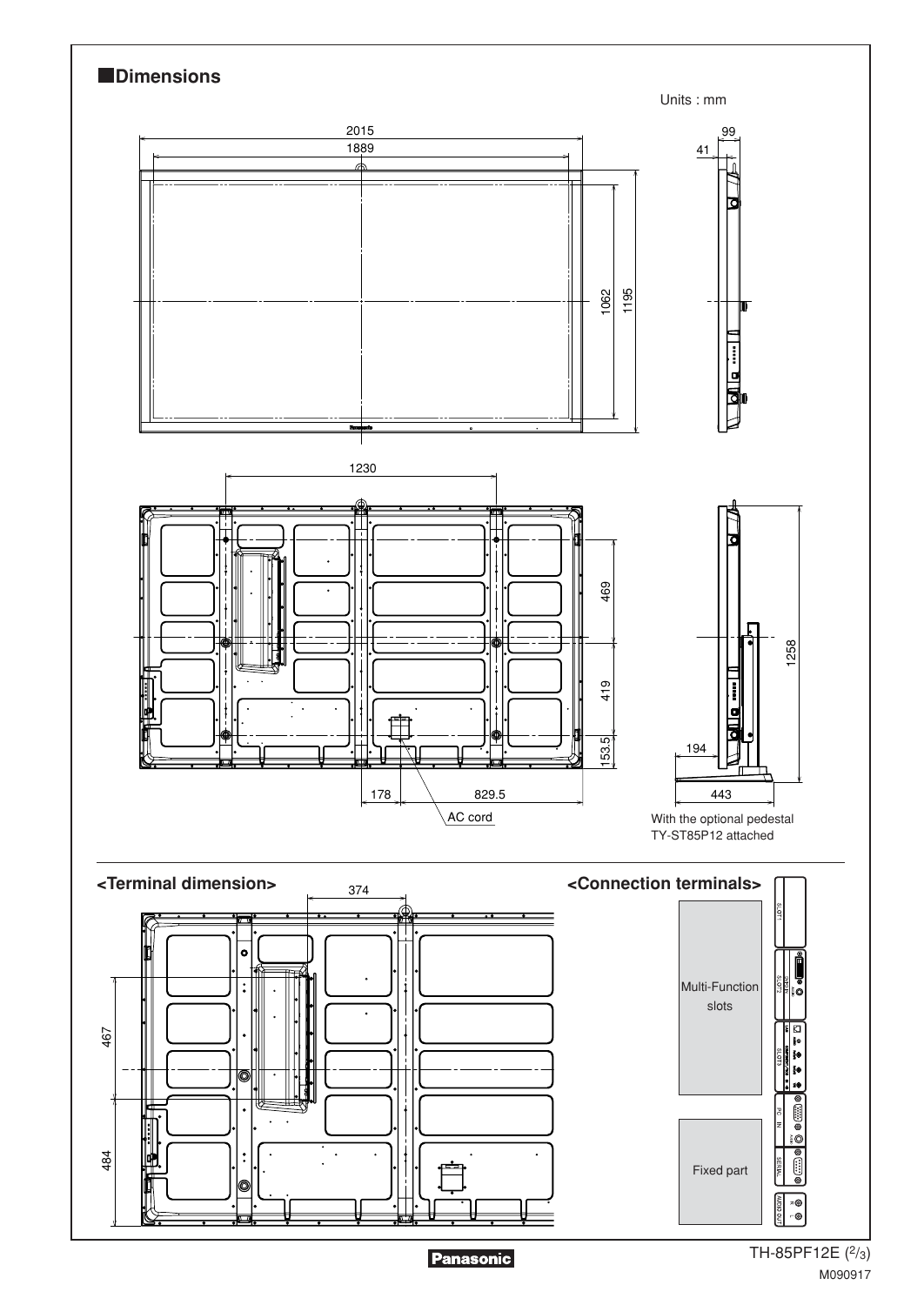## Dimensions

Units : mm

2015

1889

1062

1195

99

41

1230

469

419

153.5

178

829.5

AC cord

1258

194

443

With the optional pedestal TY-ST85P12 attached

## <Terminal dimension>

374

467

484

## <Connection terminals>

Multi-Function slots

Fixed part

SLOT1

SLOT2

SLOT3

PC IN

SERIAL

AUDIO OUT

TH-85PF12E (2/3)

M090917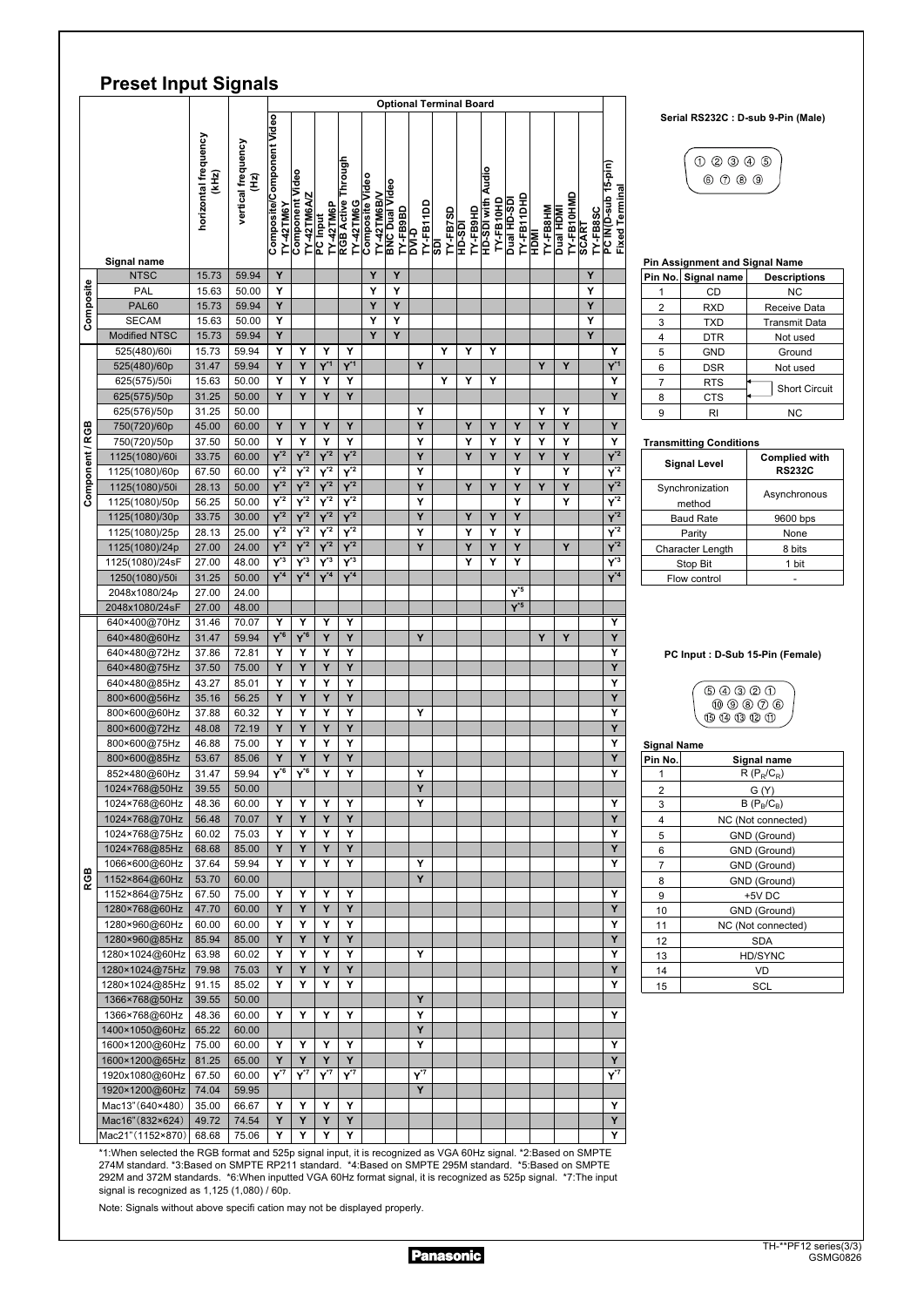# Preset Input Signals

| | Signal name | horizontal frequency (kHz) | vertical frequency (Hz) | Composite/Component Video TY-42TM6Y | Component Video TY-42TM6A/Z | PC Input TY-42TM6P | RGB Active Through TY-42TM6G | Composite Video TY-42TM6B/V | BNC Dual Video TY-FB9BD | DVI-D TY-FB11DD | SDI TY-FB7SD | HD-SDI TY-FB9HD | HD-SDI with Audio TY-FB10HD | Dual HD-SDI TY-FB11DHD | HDMI TY-FB8HM | Dual HDMI TY-FB10HMD | SCART TY-FB8SC | PC IN(D-sub 15-pin) Fixed Terminal |
|---|---|---|---|---|---|---|---|---|---|---|---|---|---|---|---|---|---|---|
| | | | | Optional Terminal Board | | | | | | | | | | | | | | |
| Composite | NTSC | 15.73 | 59.94 | Y | | | | Y | Y | | | | | | | | Y | |
| | PAL | 15.63 | 50.00 | Y | | | | Y | Y | | | | | | | | Y | |
| | PAL60 | 15.73 | 59.94 | Y | | | | Y | Y | | | | | | | | Y | |
| | SECAM | 15.63 | 50.00 | Y | | | | Y | Y | | | | | | | | Y | |
| | Modified NTSC | 15.73 | 59.94 | Y | | | | Y | Y | | | | | | | | Y | |
| Component / RGB | 525(480)/60i | 15.73 | 59.94 | Y | Y | Y | Y | | | | Y | Y | Y | | | | | Y |
| | 525(480)/60p | 31.47 | 59.94 | Y | Y | Y*1 | Y*1 | | | Y | | | | | Y | Y | | Y*1 |
| | 625(575)/50i | 15.63 | 50.00 | Y | Y | Y | Y | | | | Y | Y | Y | | | | | Y |
| | 625(575)/50p | 31.25 | 50.00 | Y | Y | Y | Y | | | | | | | | | | | Y |
| | 625(576)/50p | 31.25 | 50.00 | | | | | | | Y | | | | | Y | Y | | |
| | 750(720)/60p | 45.00 | 60.00 | Y | Y | Y | Y | | | Y | | Y | Y | Y | Y | Y | | Y |
| | 750(720)/50p | 37.50 | 50.00 | Y | Y | Y | Y | | | Y | | Y | Y | Y | Y | Y | | Y |
| | 1125(1080)/60i | 33.75 | 60.00 | Y*2 | Y*2 | Y*2 | Y*2 | | | Y | | Y | Y | Y | Y | Y | | Y*2 |
| | 1125(1080)/60p | 67.50 | 60.00 | Y*2 | Y*2 | Y*2 | Y*2 | | | Y | | | | Y | | Y | | Y*2 |
| | 1125(1080)/50i | 28.13 | 50.00 | Y*2 | Y*2 | Y*2 | Y*2 | | | Y | | Y | Y | Y | Y | Y | | Y*2 |
| | 1125(1080)/50p | 56.25 | 50.00 | Y*2 | Y*2 | Y*2 | Y*2 | | | Y | | | | Y | | Y | | Y*2 |
| | 1125(1080)/30p | 33.75 | 30.00 | Y*2 | Y*2 | Y*2 | Y*2 | | | Y | | Y | Y | Y | | | | Y*2 |
| | 1125(1080)/25p | 28.13 | 25.00 | Y*2 | Y*2 | Y*2 | Y*2 | | | Y | | Y | Y | Y | | | | Y*2 |
| | 1125(1080)/24p | 27.00 | 24.00 | Y*2 | Y*2 | Y*2 | Y*2 | | | Y | | Y | Y | Y | | Y | | Y*2 |
| | 1125(1080)/24sF | 27.00 | 48.00 | Y*3 | Y*3 | Y*3 | Y*3 | | | | | Y | Y | Y | | | | Y*3 |
| | 1250(1080)/50i | 31.25 | 50.00 | Y*4 | Y*4 | Y*4 | Y*4 | | | | | | | | | | | Y*4 |
| | 2048x1080/24p | 27.00 | 24.00 | | | | | | | | | | | Y*5 | | | | |
| | 2048x1080/24sF | 27.00 | 48.00 | | | | | | | | | | | Y*5 | | | | |
| RGB | 640×400@70Hz | 31.46 | 70.07 | Y | Y | Y | Y | | | | | | | | | | | Y |
| | 640×480@60Hz | 31.47 | 59.94 | Y*6 | Y*6 | Y | Y | | | Y | | | | | Y | Y | | Y |
| | 640×480@72Hz | 37.86 | 72.81 | Y | Y | Y | Y | | | | | | | | | | | Y |
| | 640×480@75Hz | 37.50 | 75.00 | Y | Y | Y | Y | | | | | | | | | | | Y |
| | 640×480@85Hz | 43.27 | 85.01 | Y | Y | Y | Y | | | | | | | | | | | Y |
| | 800×600@56Hz | 35.16 | 56.25 | Y | Y | Y | Y | | | | | | | | | | | Y |
| | 800×600@60Hz | 37.88 | 60.32 | Y | Y | Y | Y | | | Y | | | | | | | | Y |
| | 800×600@72Hz | 48.08 | 72.19 | Y | Y | Y | Y | | | | | | | | | | | Y |
| | 800×600@75Hz | 46.88 | 75.00 | Y | Y | Y | Y | | | | | | | | | | | Y |
| | 800×600@85Hz | 53.67 | 85.06 | Y | Y | Y | Y | | | | | | | | | | | Y |
| | 852×480@60Hz | 31.47 | 59.94 | Y*6 | Y*6 | Y | Y | | | Y | | | | | | | | Y |
| | 1024×768@50Hz | 39.55 | 50.00 | | | | | | | Y | | | | | | | | |
| | 1024×768@60Hz | 48.36 | 60.00 | Y | Y | Y | Y | | | Y | | | | | | | | Y |
| | 1024×768@70Hz | 56.48 | 70.07 | Y | Y | Y | Y | | | | | | | | | | | Y |
| | 1024×768@75Hz | 60.02 | 75.03 | Y | Y | Y | Y | | | | | | | | | | | Y |
| | 1024×768@85Hz | 68.68 | 85.00 | Y | Y | Y | Y | | | | | | | | | | | Y |
| | 1066×600@60Hz | 37.64 | 59.94 | Y | Y | Y | Y | | | Y | | | | | | | | Y |
| | 1152×864@60Hz | 53.70 | 60.00 | | | | | | | Y | | | | | | | | |
| | 1152×864@75Hz | 67.50 | 75.00 | Y | Y | Y | Y | | | | | | | | | | | Y |
| | 1280×768@60Hz | 47.70 | 60.00 | Y | Y | Y | Y | | | | | | | | | | | Y |
| | 1280×960@60Hz | 60.00 | 60.00 | Y | Y | Y | Y | | | | | | | | | | | Y |
| | 1280×960@85Hz | 85.94 | 85.00 | Y | Y | Y | Y | | | | | | | | | | | Y |
| | 1280×1024@60Hz | 63.98 | 60.02 | Y | Y | Y | Y | | | Y | | | | | | | | Y |
| | 1280×1024@75Hz | 79.98 | 75.03 | Y | Y | Y | Y | | | | | | | | | | | Y |
| | 1280×1024@85Hz | 91.15 | 85.02 | Y | Y | Y | Y | | | | | | | | | | | Y |
| | 1366×768@50Hz | 39.55 | 50.00 | | | | | | | Y | | | | | | | | |
| | 1366×768@60Hz | 48.36 | 60.00 | Y | Y | Y | Y | | | Y | | | | | | | | Y |
| | 1400×1050@60Hz | 65.22 | 60.00 | | | | | | | Y | | | | | | | | |
| | 1600×1200@60Hz | 75.00 | 60.00 | Y | Y | Y | Y | | | Y | | | | | | | | Y |
| | 1600×1200@65Hz | 81.25 | 65.00 | Y | Y | Y | Y | | | | | | | | | | | Y |
| | 1920×1080@60Hz | 67.50 | 60.00 | Y*7 | Y*7 | Y*7 | Y*7 | | | Y*7 | | | | | | | | Y*7 |
| | 1920×1200@60Hz | 74.04 | 59.95 | | | | | | | Y | | | | | | | | |
| | Mac13"(640×480) | 35.00 | 66.67 | Y | Y | Y | Y | | | | | | | | | | | Y |
| | Mac16"(832×624) | 49.72 | 74.54 | Y | Y | Y | Y | | | | | | | | | | | Y |
| | Mac21"(1152×870) | 68.68 | 75.06 | Y | Y | Y | Y | | | | | | | | | | | Y |

*1:When selected the RGB format and 525p signal input, it is recognized as VGA 60Hz signal. *2:Based on SMPTE 274M standard. *3:Based on SMPTE RP211 standard. *4:Based on SMPTE 295M standard. *5:Based on SMPTE 292M and 372M standards. *6:When inputted VGA 60Hz format signal, it is recognized as 525p signal. *7:The input signal is recognized as 1,125 (1,080) / 60p.

Note: Signals without above specifi cation may not be displayed properly.

### Serial RS232C : D-sub 9-Pin (Male)

① ② ③ ④ ⑤
⑥ ⑦ ⑧ ⑨

**Pin Assignment and Signal Name**

| Pin No. | Signal name | Descriptions |
|---|---|---|
| 1 | CD | NC |
| 2 | RXD | Receive Data |
| 3 | TXD | Transmit Data |
| 4 | DTR | Not used |
| 5 | GND | Ground |
| 6 | DSR | Not used |
| 7 | RTS | Short Circuit |
| 8 | CTS | Short Circuit |
| 9 | RI | NC |

**Transmitting Conditions**

| Signal Level | Complied with RS232C |
|---|---|
| Synchronization method | Asynchronous |
| Baud Rate | 9600 bps |
| Parity | None |
| Character Length | 8 bits |
| Stop Bit | 1 bit |
| Flow control | - |

### PC Input : D-Sub 15-Pin (Female)

⑤ ④ ③ ② ①
⑩ ⑨ ⑧ ⑦ ⑥
⑮ ⑭ ⑬ ⑫ ⑪

**Signal Name**

| Pin No. | Signal name |
|---|---|
| 1 | R ($P_R/C_R$) |
| 2 | G (Y) |
| 3 | B ($P_B/C_B$) |
| 4 | NC (Not connected) |
| 5 | GND (Ground) |
| 6 | GND (Ground) |
| 7 | GND (Ground) |
| 8 | GND (Ground) |
| 9 | +5V DC |
| 10 | GND (Ground) |
| 11 | NC (Not connected) |
| 12 | SDA |
| 13 | HD/SYNC |
| 14 | VD |
| 15 | SCL |

Panasonic

TH-**PF12 series(3/3)
GSMG0826